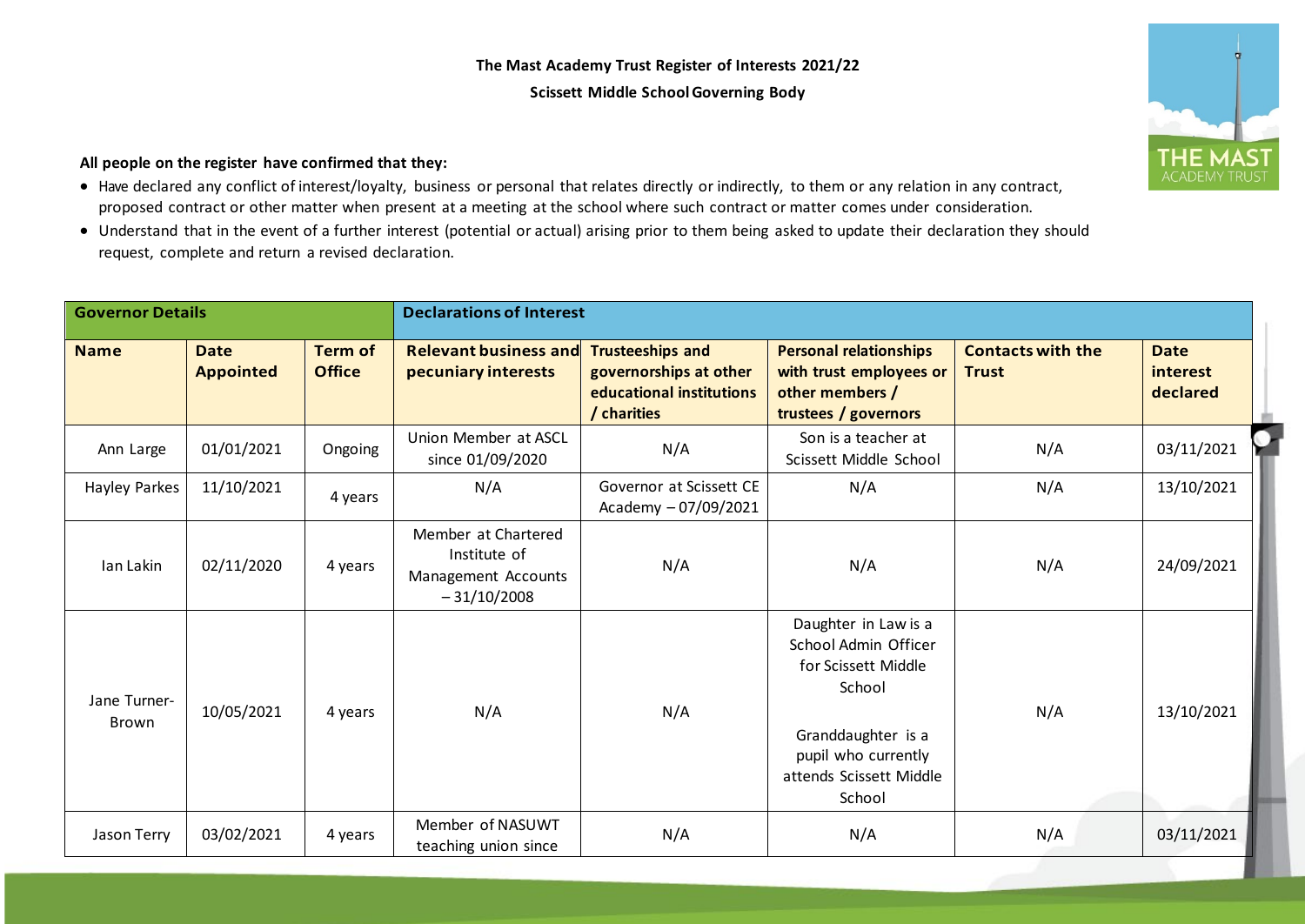**The Mast Academy Trust Register of Interests 2021/22**

**Scissett Middle School Governing Body**

**All people on the register have confirmed that they:**

- Have declared any conflict of interest/loyalty, business or personal that relates directly or indirectly, to them or any relation in any contract, proposed contract or other matter when present at a meeting at the school where such contract or matter comes under consideration.
- Understand that in the event of a further interest (potential or actual) arising prior to them being asked to update their declaration they should request, complete and return a revised declaration.

| **Governor Details** | | | **Declarations of Interest** | | | | |
|---|---|---|---|---|---|---|---|
| **Name** | **Date Appointed** | **Term of Office** | **Relevant business and pecuniary interests** | **Trusteeships and governorships at other educational institutions / charities** | **Personal relationships with trust employees or other members / trustees / governors** | **Contacts with the Trust** | **Date interest declared** |
| Ann Large | 01/01/2021 | Ongoing | Union Member at ASCL since 01/09/2020 | N/A | Son is a teacher at Scissett Middle School | N/A | 03/11/2021 |
| Hayley Parkes | 11/10/2021 | 4 years | N/A | Governor at Scissett CE Academy – 07/09/2021 | N/A | N/A | 13/10/2021 |
| Ian Lakin | 02/11/2020 | 4 years | Member at Chartered Institute of Management Accounts – 31/10/2008 | N/A | N/A | N/A | 24/09/2021 |
| Jane Turner-Brown | 10/05/2021 | 4 years | N/A | N/A | Daughter in Law is a School Admin Officer for Scissett Middle School<br><br>Granddaughter is a pupil who currently attends Scissett Middle School | N/A | 13/10/2021 |
| Jason Terry | 03/02/2021 | 4 years | Member of NASUWT teaching union since | N/A | N/A | N/A | 03/11/2021 |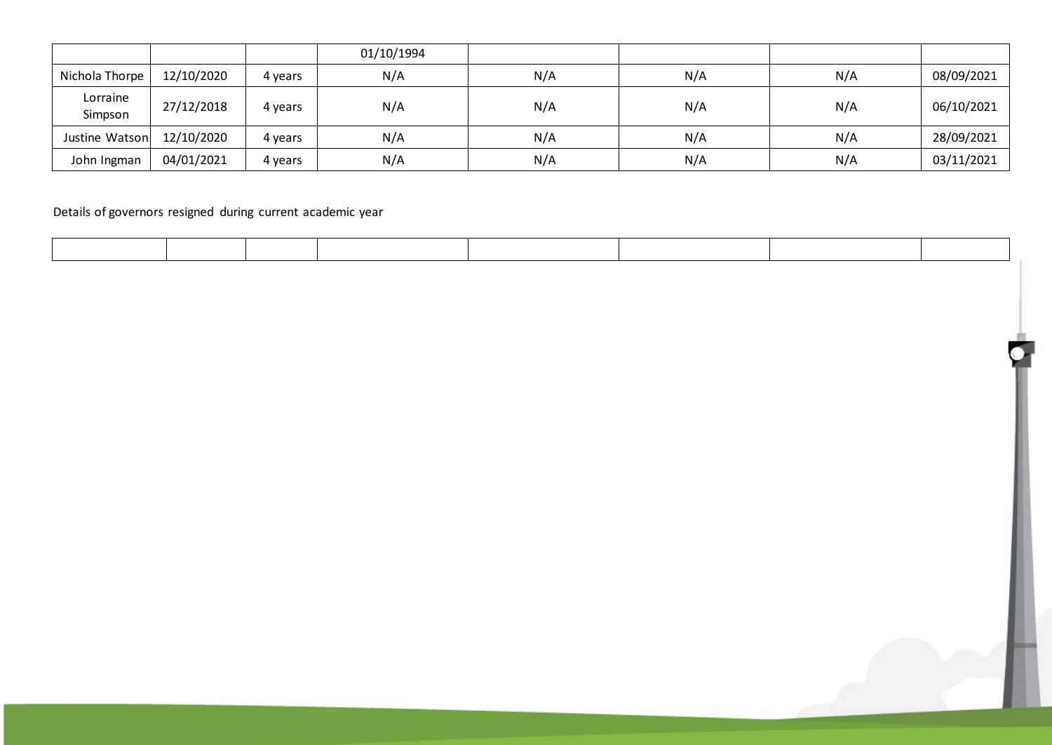| | | | | | | | |
|---|---|---|---|---|---|---|---|
| | | | 01/10/1994 | | | | |
| Nichola Thorpe | 12/10/2020 | 4 years | N/A | N/A | N/A | N/A | 08/09/2021 |
| Lorraine Simpson | 27/12/2018 | 4 years | N/A | N/A | N/A | N/A | 06/10/2021 |
| Justine Watson | 12/10/2020 | 4 years | N/A | N/A | N/A | N/A | 28/09/2021 |
| John Ingman | 04/01/2021 | 4 years | N/A | N/A | N/A | N/A | 03/11/2021 |

Details of governors resigned during current academic year

| | | | | | | | |
|---|---|---|---|---|---|---|---|
| | | | | | | | |